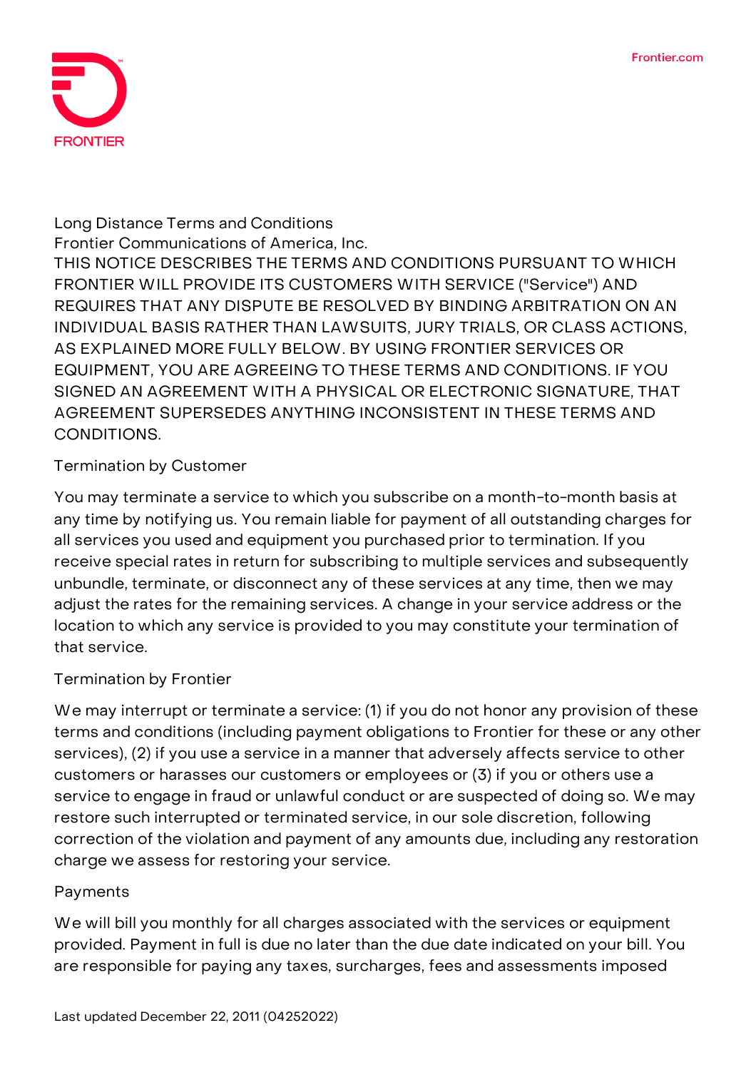# Long Distance Terms and Conditions

## Frontier Communications of America, Inc.

THIS NOTICE DESCRIBES THE TERMS AND CONDITIONS PURSUANT TO WHICH FRONTIER WILL PROVIDE ITS CUSTOMERS WITH SERVICE ("Service") AND REQUIRES THAT ANY DISPUTE BE RESOLVED BY BINDING ARBITRATION ON AN INDIVIDUAL BASIS RATHER THAN LAWSUITS, JURY TRIALS, OR CLASS ACTIONS, AS EXPLAINED MORE FULLY BELOW. BY USING FRONTIER SERVICES OR EQUIPMENT, YOU ARE AGREEING TO THESE TERMS AND CONDITIONS. IF YOU SIGNED AN AGREEMENT WITH A PHYSICAL OR ELECTRONIC SIGNATURE, THAT AGREEMENT SUPERSEDES ANYTHING INCONSISTENT IN THESE TERMS AND CONDITIONS.

### Termination by Customer

You may terminate a service to which you subscribe on a month-to-month basis at any time by notifying us. You remain liable for payment of all outstanding charges for all services you used and equipment you purchased prior to termination. If you receive special rates in return for subscribing to multiple services and subsequently unbundle, terminate, or disconnect any of these services at any time, then we may adjust the rates for the remaining services. A change in your service address or the location to which any service is provided to you may constitute your termination of that service.

### Termination by Frontier

We may interrupt or terminate a service: (1) if you do not honor any provision of these terms and conditions (including payment obligations to Frontier for these or any other services), (2) if you use a service in a manner that adversely affects service to other customers or harasses our customers or employees or (3) if you or others use a service to engage in fraud or unlawful conduct or are suspected of doing so. We may restore such interrupted or terminated service, in our sole discretion, following correction of the violation and payment of any amounts due, including any restoration charge we assess for restoring your service.

### Payments

We will bill you monthly for all charges associated with the services or equipment provided. Payment in full is due no later than the due date indicated on your bill. You are responsible for paying any taxes, surcharges, fees and assessments imposed

Last updated December 22, 2011 (04252022)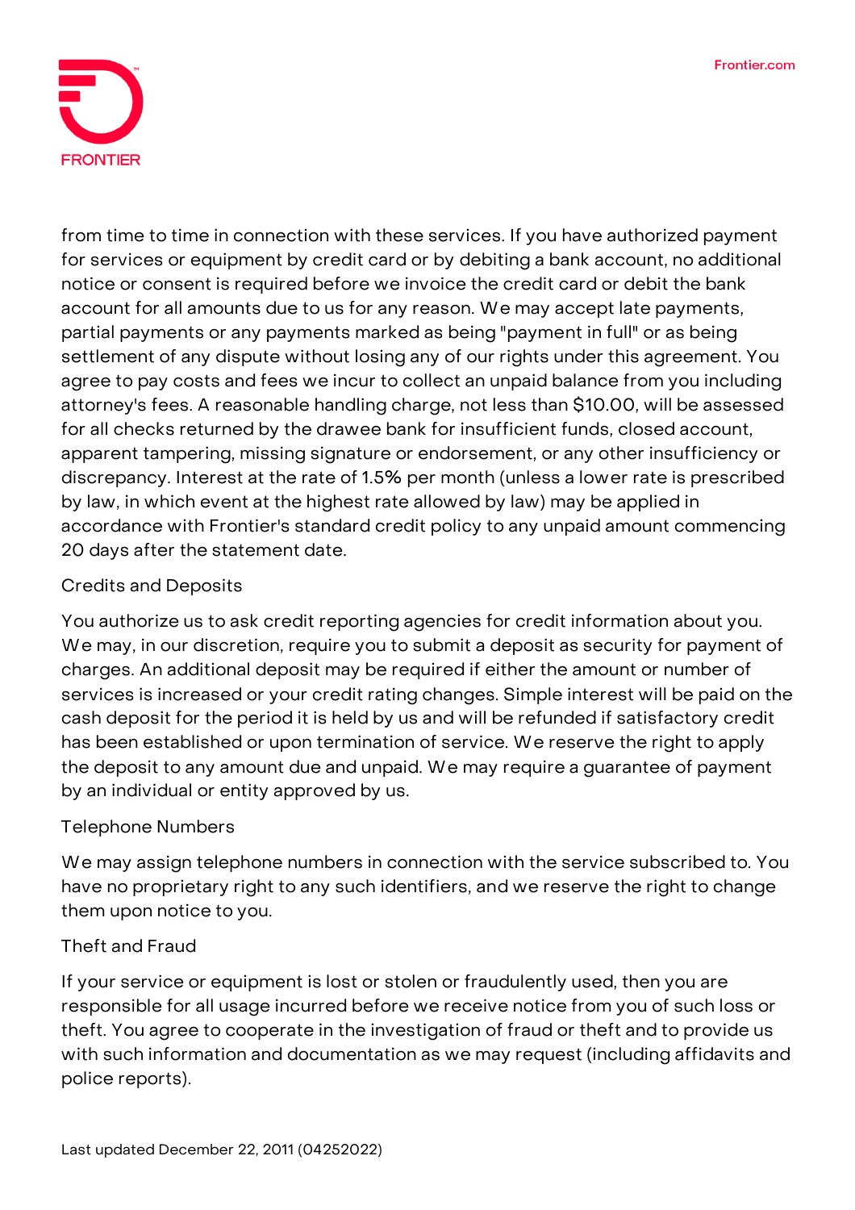from time to time in connection with these services. If you have authorized payment for services or equipment by credit card or by debiting a bank account, no additional notice or consent is required before we invoice the credit card or debit the bank account for all amounts due to us for any reason. We may accept late payments, partial payments or any payments marked as being "payment in full" or as being settlement of any dispute without losing any of our rights under this agreement. You agree to pay costs and fees we incur to collect an unpaid balance from you including attorney's fees. A reasonable handling charge, not less than $10.00, will be assessed for all checks returned by the drawee bank for insufficient funds, closed account, apparent tampering, missing signature or endorsement, or any other insufficiency or discrepancy. Interest at the rate of 1.5% per month (unless a lower rate is prescribed by law, in which event at the highest rate allowed by law) may be applied in accordance with Frontier's standard credit policy to any unpaid amount commencing 20 days after the statement date.

## Credits and Deposits

You authorize us to ask credit reporting agencies for credit information about you. We may, in our discretion, require you to submit a deposit as security for payment of charges. An additional deposit may be required if either the amount or number of services is increased or your credit rating changes. Simple interest will be paid on the cash deposit for the period it is held by us and will be refunded if satisfactory credit has been established or upon termination of service. We reserve the right to apply the deposit to any amount due and unpaid. We may require a guarantee of payment by an individual or entity approved by us.

## Telephone Numbers

We may assign telephone numbers in connection with the service subscribed to. You have no proprietary right to any such identifiers, and we reserve the right to change them upon notice to you.

## Theft and Fraud

If your service or equipment is lost or stolen or fraudulently used, then you are responsible for all usage incurred before we receive notice from you of such loss or theft. You agree to cooperate in the investigation of fraud or theft and to provide us with such information and documentation as we may request (including affidavits and police reports).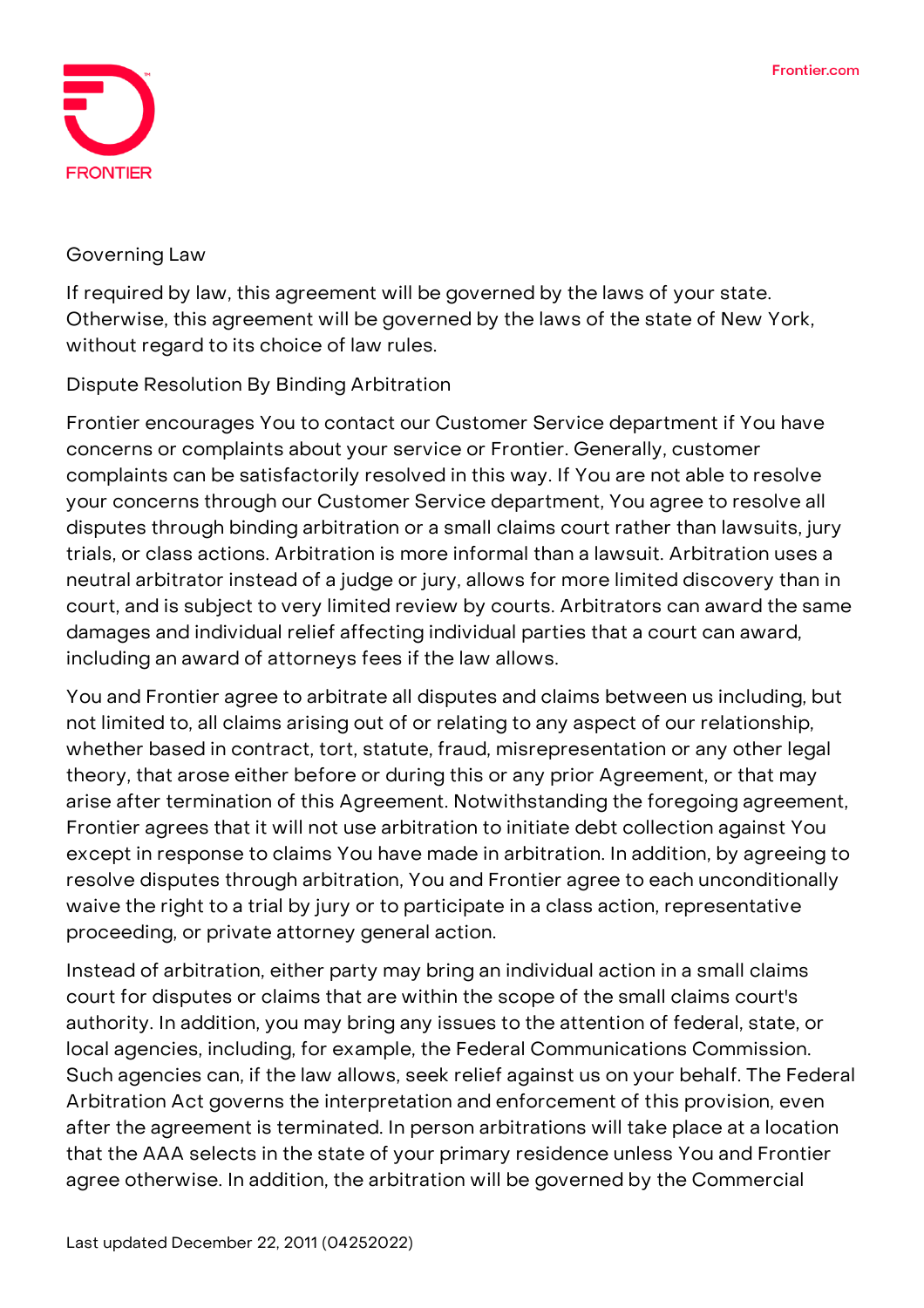## Governing Law

If required by law, this agreement will be governed by the laws of your state. Otherwise, this agreement will be governed by the laws of the state of New York, without regard to its choice of law rules.

## Dispute Resolution By Binding Arbitration

Frontier encourages You to contact our Customer Service department if You have concerns or complaints about your service or Frontier. Generally, customer complaints can be satisfactorily resolved in this way. If You are not able to resolve your concerns through our Customer Service department, You agree to resolve all disputes through binding arbitration or a small claims court rather than lawsuits, jury trials, or class actions. Arbitration is more informal than a lawsuit. Arbitration uses a neutral arbitrator instead of a judge or jury, allows for more limited discovery than in court, and is subject to very limited review by courts. Arbitrators can award the same damages and individual relief affecting individual parties that a court can award, including an award of attorneys fees if the law allows.

You and Frontier agree to arbitrate all disputes and claims between us including, but not limited to, all claims arising out of or relating to any aspect of our relationship, whether based in contract, tort, statute, fraud, misrepresentation or any other legal theory, that arose either before or during this or any prior Agreement, or that may arise after termination of this Agreement. Notwithstanding the foregoing agreement, Frontier agrees that it will not use arbitration to initiate debt collection against You except in response to claims You have made in arbitration. In addition, by agreeing to resolve disputes through arbitration, You and Frontier agree to each unconditionally waive the right to a trial by jury or to participate in a class action, representative proceeding, or private attorney general action.

Instead of arbitration, either party may bring an individual action in a small claims court for disputes or claims that are within the scope of the small claims court's authority. In addition, you may bring any issues to the attention of federal, state, or local agencies, including, for example, the Federal Communications Commission. Such agencies can, if the law allows, seek relief against us on your behalf. The Federal Arbitration Act governs the interpretation and enforcement of this provision, even after the agreement is terminated. In person arbitrations will take place at a location that the AAA selects in the state of your primary residence unless You and Frontier agree otherwise. In addition, the arbitration will be governed by the Commercial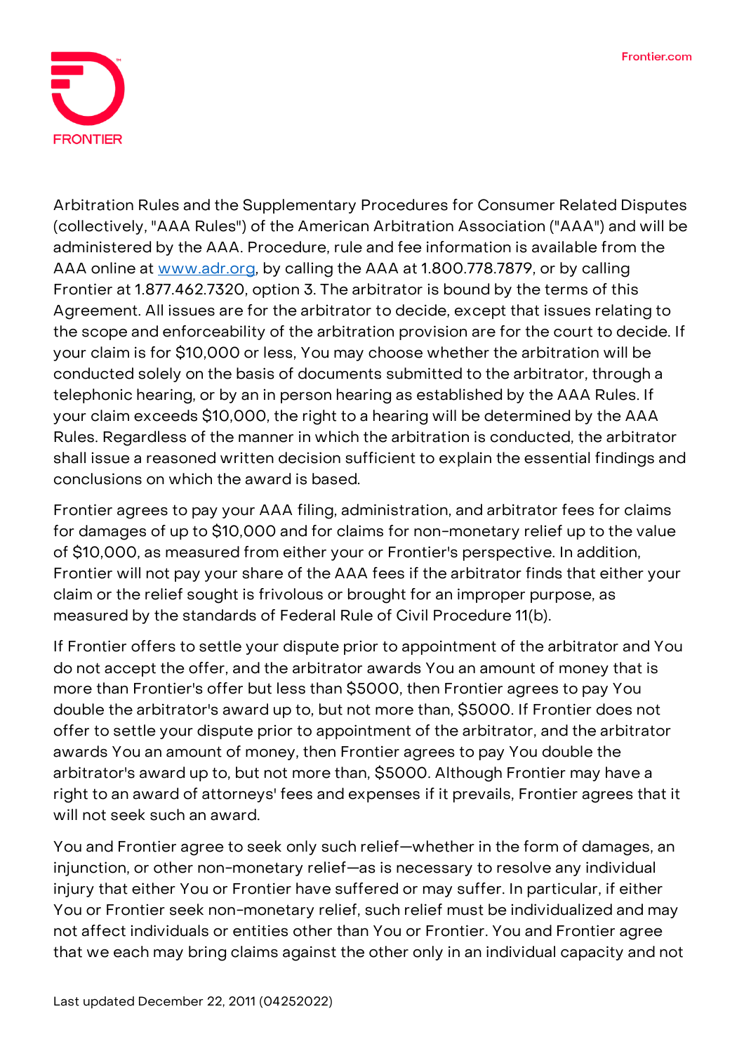Arbitration Rules and the Supplementary Procedures for Consumer Related Disputes (collectively, "AAA Rules") of the American Arbitration Association ("AAA") and will be administered by the AAA. Procedure, rule and fee information is available from the AAA online at [www.adr.org](http://www.adr.org), by calling the AAA at 1.800.778.7879, or by calling Frontier at 1.877.462.7320, option 3. The arbitrator is bound by the terms of this Agreement. All issues are for the arbitrator to decide, except that issues relating to the scope and enforceability of the arbitration provision are for the court to decide. If your claim is for $10,000 or less, You may choose whether the arbitration will be conducted solely on the basis of documents submitted to the arbitrator, through a telephonic hearing, or by an in person hearing as established by the AAA Rules. If your claim exceeds $10,000, the right to a hearing will be determined by the AAA Rules. Regardless of the manner in which the arbitration is conducted, the arbitrator shall issue a reasoned written decision sufficient to explain the essential findings and conclusions on which the award is based.

Frontier agrees to pay your AAA filing, administration, and arbitrator fees for claims for damages of up to $10,000 and for claims for non-monetary relief up to the value of $10,000, as measured from either your or Frontier's perspective. In addition, Frontier will not pay your share of the AAA fees if the arbitrator finds that either your claim or the relief sought is frivolous or brought for an improper purpose, as measured by the standards of Federal Rule of Civil Procedure 11(b).

If Frontier offers to settle your dispute prior to appointment of the arbitrator and You do not accept the offer, and the arbitrator awards You an amount of money that is more than Frontier's offer but less than $5000, then Frontier agrees to pay You double the arbitrator's award up to, but not more than, $5000. If Frontier does not offer to settle your dispute prior to appointment of the arbitrator, and the arbitrator awards You an amount of money, then Frontier agrees to pay You double the arbitrator's award up to, but not more than, $5000. Although Frontier may have a right to an award of attorneys' fees and expenses if it prevails, Frontier agrees that it will not seek such an award.

You and Frontier agree to seek only such relief—whether in the form of damages, an injunction, or other non-monetary relief—as is necessary to resolve any individual injury that either You or Frontier have suffered or may suffer. In particular, if either You or Frontier seek non-monetary relief, such relief must be individualized and may not affect individuals or entities other than You or Frontier. You and Frontier agree that we each may bring claims against the other only in an individual capacity and not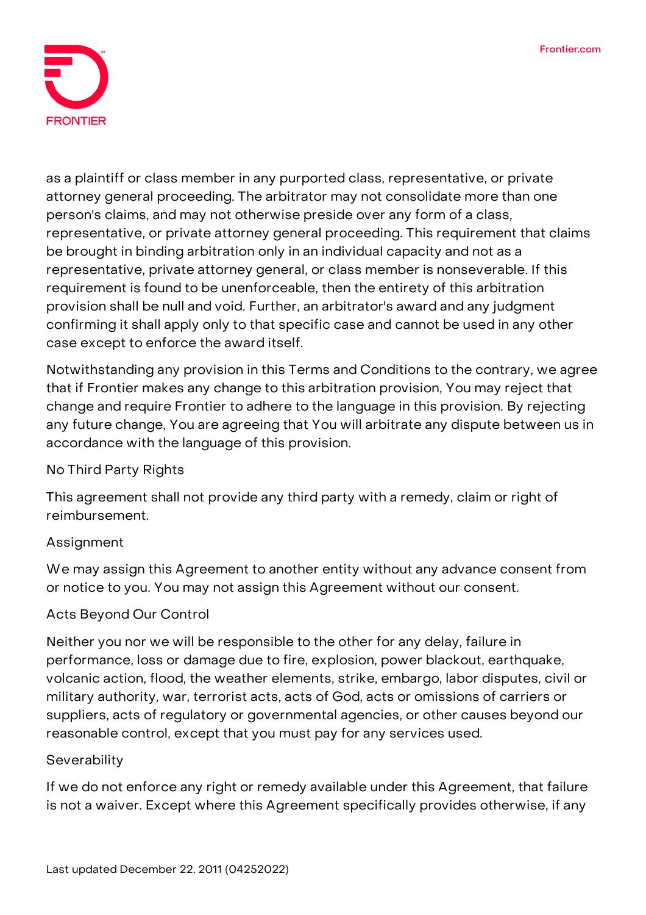as a plaintiff or class member in any purported class, representative, or private attorney general proceeding. The arbitrator may not consolidate more than one person's claims, and may not otherwise preside over any form of a class, representative, or private attorney general proceeding. This requirement that claims be brought in binding arbitration only in an individual capacity and not as a representative, private attorney general, or class member is nonseverable. If this requirement is found to be unenforceable, then the entirety of this arbitration provision shall be null and void. Further, an arbitrator's award and any judgment confirming it shall apply only to that specific case and cannot be used in any other case except to enforce the award itself.

Notwithstanding any provision in this Terms and Conditions to the contrary, we agree that if Frontier makes any change to this arbitration provision, You may reject that change and require Frontier to adhere to the language in this provision. By rejecting any future change, You are agreeing that You will arbitrate any dispute between us in accordance with the language of this provision.

## No Third Party Rights

This agreement shall not provide any third party with a remedy, claim or right of reimbursement.

## Assignment

We may assign this Agreement to another entity without any advance consent from or notice to you. You may not assign this Agreement without our consent.

## Acts Beyond Our Control

Neither you nor we will be responsible to the other for any delay, failure in performance, loss or damage due to fire, explosion, power blackout, earthquake, volcanic action, flood, the weather elements, strike, embargo, labor disputes, civil or military authority, war, terrorist acts, acts of God, acts or omissions of carriers or suppliers, acts of regulatory or governmental agencies, or other causes beyond our reasonable control, except that you must pay for any services used.

## Severability

If we do not enforce any right or remedy available under this Agreement, that failure is not a waiver. Except where this Agreement specifically provides otherwise, if any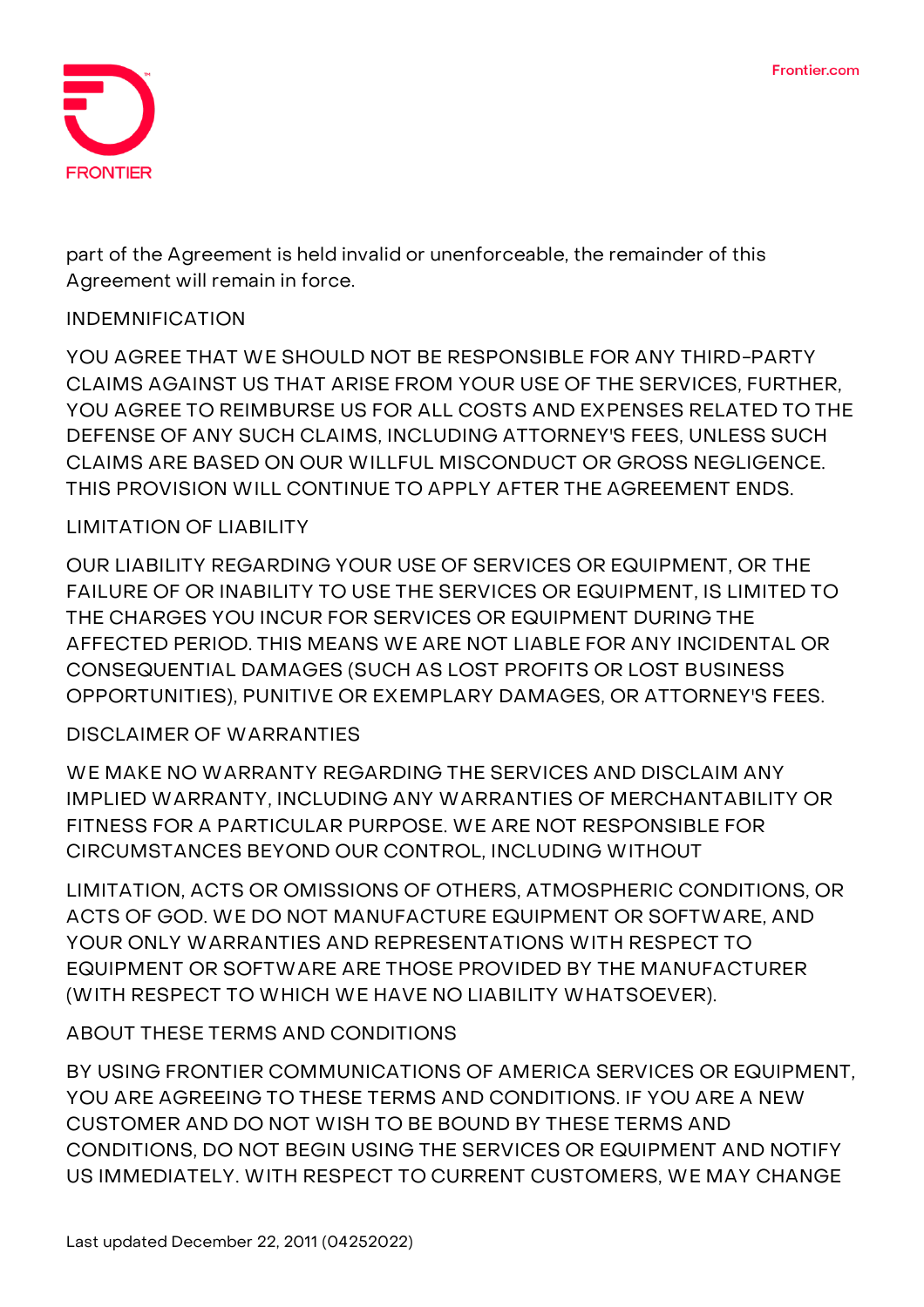part of the Agreement is held invalid or unenforceable, the remainder of this Agreement will remain in force.

## INDEMNIFICATION

YOU AGREE THAT WE SHOULD NOT BE RESPONSIBLE FOR ANY THIRD-PARTY CLAIMS AGAINST US THAT ARISE FROM YOUR USE OF THE SERVICES, FURTHER, YOU AGREE TO REIMBURSE US FOR ALL COSTS AND EXPENSES RELATED TO THE DEFENSE OF ANY SUCH CLAIMS, INCLUDING ATTORNEY'S FEES, UNLESS SUCH CLAIMS ARE BASED ON OUR WILLFUL MISCONDUCT OR GROSS NEGLIGENCE. THIS PROVISION WILL CONTINUE TO APPLY AFTER THE AGREEMENT ENDS.

## LIMITATION OF LIABILITY

OUR LIABILITY REGARDING YOUR USE OF SERVICES OR EQUIPMENT, OR THE FAILURE OF OR INABILITY TO USE THE SERVICES OR EQUIPMENT, IS LIMITED TO THE CHARGES YOU INCUR FOR SERVICES OR EQUIPMENT DURING THE AFFECTED PERIOD. THIS MEANS WE ARE NOT LIABLE FOR ANY INCIDENTAL OR CONSEQUENTIAL DAMAGES (SUCH AS LOST PROFITS OR LOST BUSINESS OPPORTUNITIES), PUNITIVE OR EXEMPLARY DAMAGES, OR ATTORNEY'S FEES.

## DISCLAIMER OF WARRANTIES

WE MAKE NO WARRANTY REGARDING THE SERVICES AND DISCLAIM ANY IMPLIED WARRANTY, INCLUDING ANY WARRANTIES OF MERCHANTABILITY OR FITNESS FOR A PARTICULAR PURPOSE. WE ARE NOT RESPONSIBLE FOR CIRCUMSTANCES BEYOND OUR CONTROL, INCLUDING WITHOUT LIMITATION, ACTS OR OMISSIONS OF OTHERS, ATMOSPHERIC CONDITIONS, OR ACTS OF GOD. WE DO NOT MANUFACTURE EQUIPMENT OR SOFTWARE, AND YOUR ONLY WARRANTIES AND REPRESENTATIONS WITH RESPECT TO EQUIPMENT OR SOFTWARE ARE THOSE PROVIDED BY THE MANUFACTURER (WITH RESPECT TO WHICH WE HAVE NO LIABILITY WHATSOEVER).

## ABOUT THESE TERMS AND CONDITIONS

BY USING FRONTIER COMMUNICATIONS OF AMERICA SERVICES OR EQUIPMENT, YOU ARE AGREEING TO THESE TERMS AND CONDITIONS. IF YOU ARE A NEW CUSTOMER AND DO NOT WISH TO BE BOUND BY THESE TERMS AND CONDITIONS, DO NOT BEGIN USING THE SERVICES OR EQUIPMENT AND NOTIFY US IMMEDIATELY. WITH RESPECT TO CURRENT CUSTOMERS, WE MAY CHANGE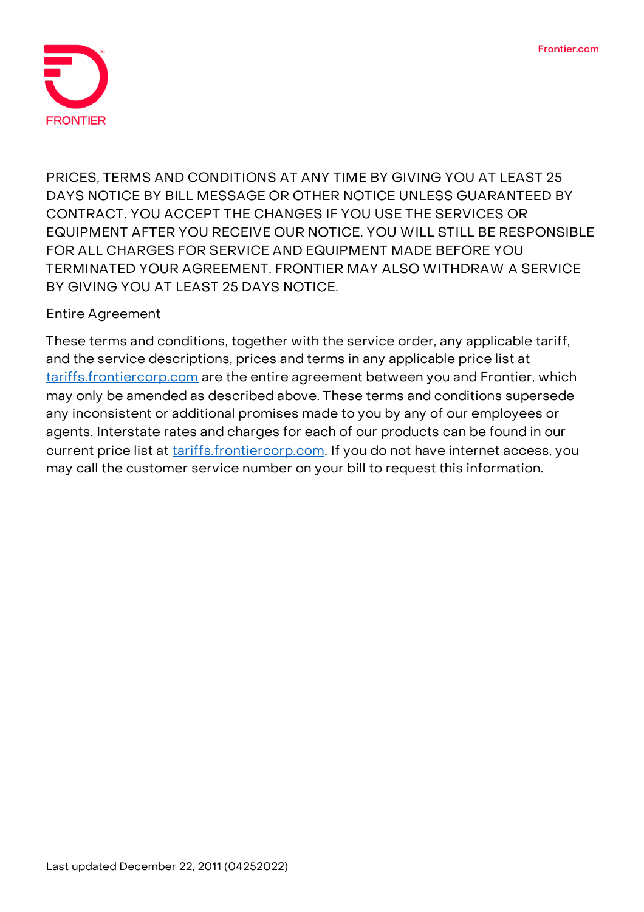PRICES, TERMS AND CONDITIONS AT ANY TIME BY GIVING YOU AT LEAST 25 DAYS NOTICE BY BILL MESSAGE OR OTHER NOTICE UNLESS GUARANTEED BY CONTRACT. YOU ACCEPT THE CHANGES IF YOU USE THE SERVICES OR EQUIPMENT AFTER YOU RECEIVE OUR NOTICE. YOU WILL STILL BE RESPONSIBLE FOR ALL CHARGES FOR SERVICE AND EQUIPMENT MADE BEFORE YOU TERMINATED YOUR AGREEMENT. FRONTIER MAY ALSO WITHDRAW A SERVICE BY GIVING YOU AT LEAST 25 DAYS NOTICE.

Entire Agreement

These terms and conditions, together with the service order, any applicable tariff, and the service descriptions, prices and terms in any applicable price list at [tariffs.frontiercorp.com](tariffs.frontiercorp.com) are the entire agreement between you and Frontier, which may only be amended as described above. These terms and conditions supersede any inconsistent or additional promises made to you by any of our employees or agents. Interstate rates and charges for each of our products can be found in our current price list at [tariffs.frontiercorp.com](tariffs.frontiercorp.com). If you do not have internet access, you may call the customer service number on your bill to request this information.

Last updated December 22, 2011 (04252022)